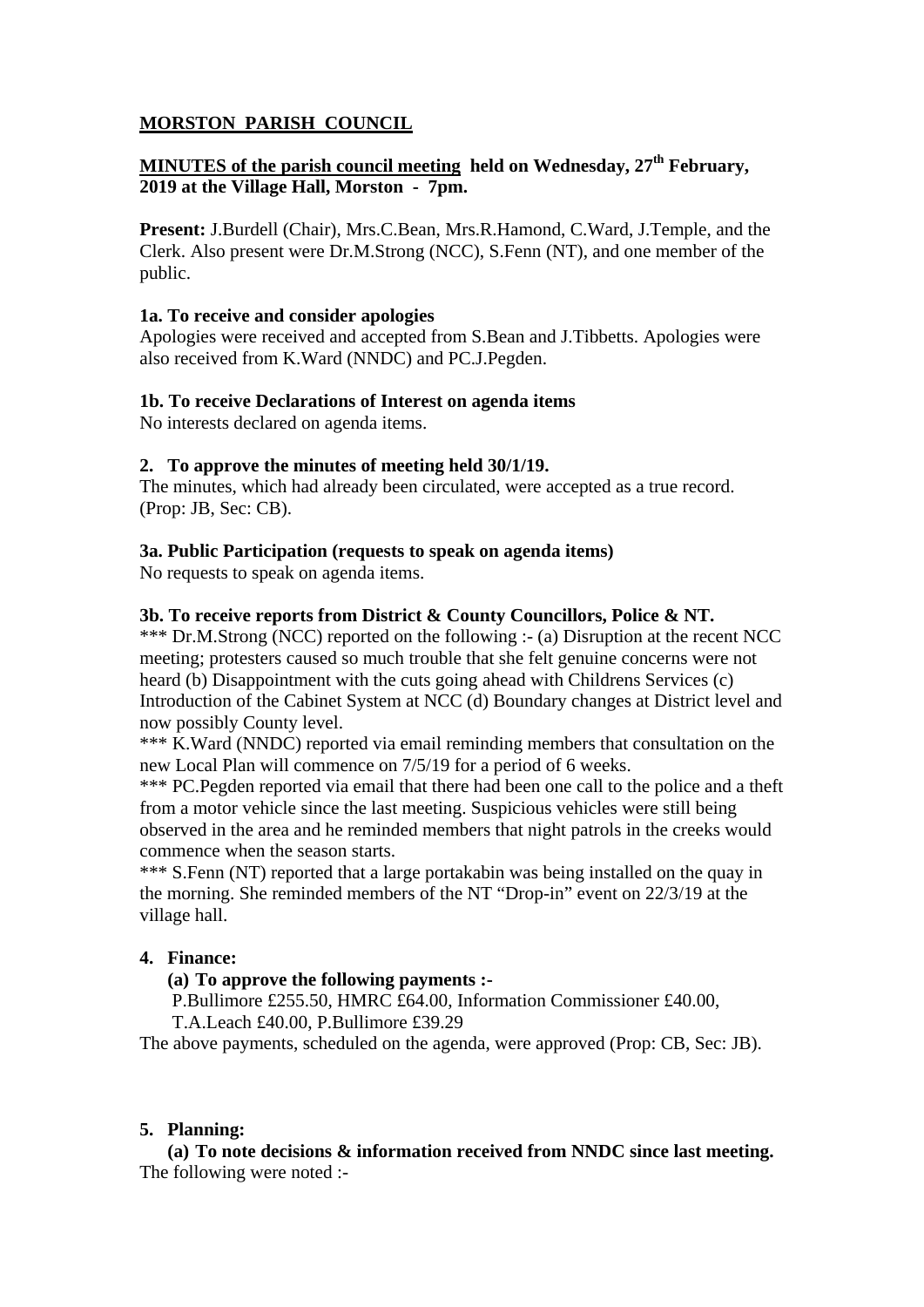# MORSTON PARISH COUNCIL

**MINUTES of the parish council meeting held on Wednesday, 27th February, 2019 at the Village Hall, Morston - 7pm.**

**Present:** J.Burdell (Chair), Mrs.C.Bean, Mrs.R.Hamond, C.Ward, J.Temple, and the Clerk. Also present were Dr.M.Strong (NCC), S.Fenn (NT), and one member of the public.

**1a. To receive and consider apologies**

Apologies were received and accepted from S.Bean and J.Tibbetts. Apologies were also received from K.Ward (NNDC) and PC.J.Pegden.

**1b. To receive Declarations of Interest on agenda items**

No interests declared on agenda items.

**2. To approve the minutes of meeting held 30/1/19.**

The minutes, which had already been circulated, were accepted as a true record. (Prop: JB, Sec: CB).

**3a. Public Participation (requests to speak on agenda items)**

No requests to speak on agenda items.

**3b. To receive reports from District & County Councillors, Police & NT.**

*** Dr.M.Strong (NCC) reported on the following :- (a) Disruption at the recent NCC meeting; protesters caused so much trouble that she felt genuine concerns were not heard (b) Disappointment with the cuts going ahead with Childrens Services (c) Introduction of the Cabinet System at NCC (d) Boundary changes at District level and now possibly County level.

*** K.Ward (NNDC) reported via email reminding members that consultation on the new Local Plan will commence on 7/5/19 for a period of 6 weeks.

*** PC.Pegden reported via email that there had been one call to the police and a theft from a motor vehicle since the last meeting. Suspicious vehicles were still being observed in the area and he reminded members that night patrols in the creeks would commence when the season starts.

*** S.Fenn (NT) reported that a large portakabin was being installed on the quay in the morning. She reminded members of the NT "Drop-in" event on 22/3/19 at the village hall.

**4. Finance:**

**(a) To approve the following payments :-**

P.Bullimore £255.50, HMRC £64.00, Information Commissioner £40.00, T.A.Leach £40.00, P.Bullimore £39.29

The above payments, scheduled on the agenda, were approved (Prop: CB, Sec: JB).

**5. Planning:**

**(a) To note decisions & information received from NNDC since last meeting.**

The following were noted :-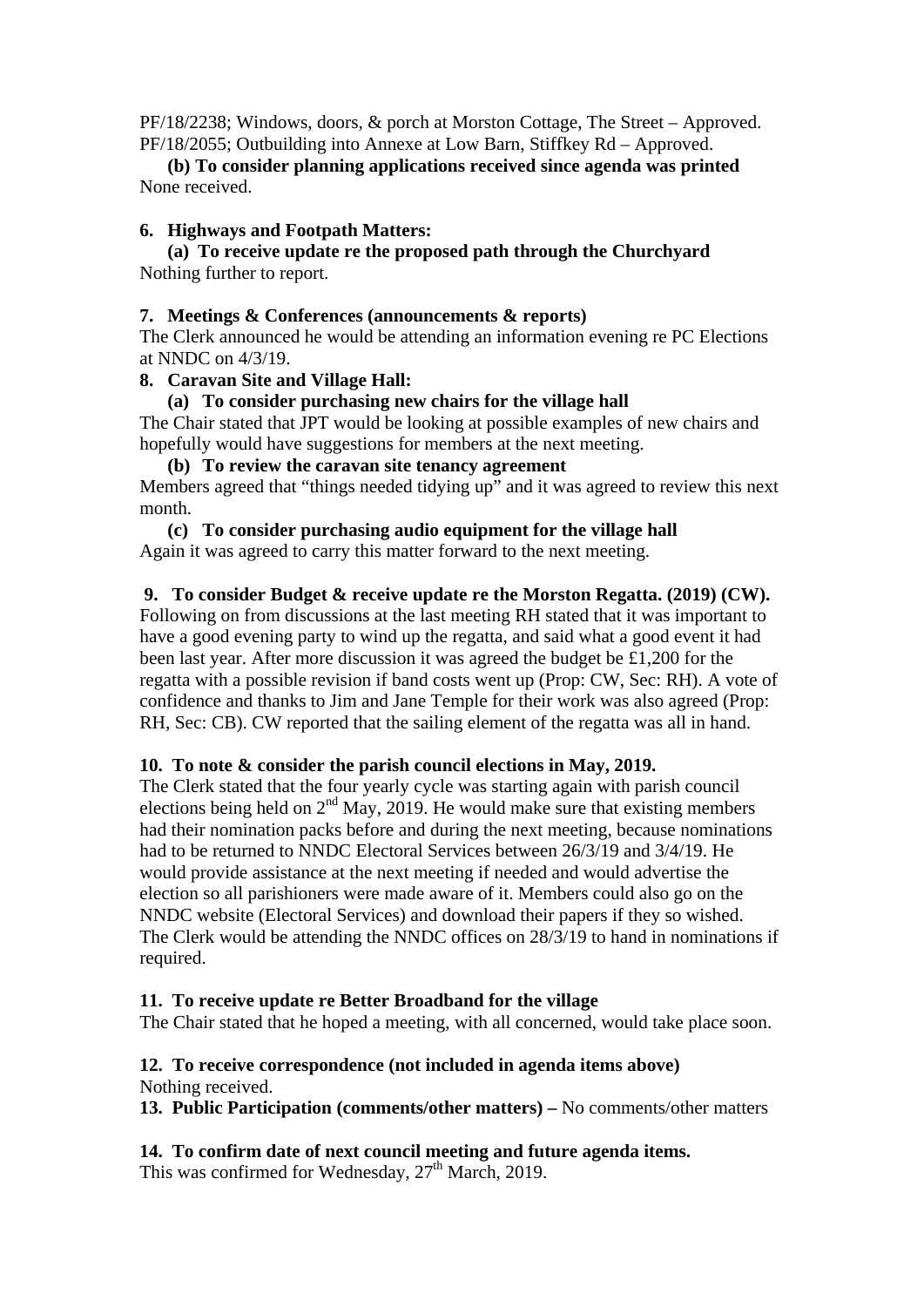PF/18/2238; Windows, doors, & porch at Morston Cottage, The Street – Approved.
PF/18/2055; Outbuilding into Annexe at Low Barn, Stiffkey Rd – Approved.

**(b) To consider planning applications received since agenda was printed**
None received.

**6. Highways and Footpath Matters:**

**(a) To receive update re the proposed path through the Churchyard**
Nothing further to report.

**7. Meetings & Conferences (announcements & reports)**
The Clerk announced he would be attending an information evening re PC Elections at NNDC on 4/3/19.

**8. Caravan Site and Village Hall:**

**(a) To consider purchasing new chairs for the village hall**
The Chair stated that JPT would be looking at possible examples of new chairs and hopefully would have suggestions for members at the next meeting.

**(b) To review the caravan site tenancy agreement**
Members agreed that "things needed tidying up" and it was agreed to review this next month.

**(c) To consider purchasing audio equipment for the village hall**
Again it was agreed to carry this matter forward to the next meeting.

**9. To consider Budget & receive update re the Morston Regatta. (2019) (CW).**
Following on from discussions at the last meeting RH stated that it was important to have a good evening party to wind up the regatta, and said what a good event it had been last year. After more discussion it was agreed the budget be £1,200 for the regatta with a possible revision if band costs went up (Prop: CW, Sec: RH). A vote of confidence and thanks to Jim and Jane Temple for their work was also agreed (Prop: RH, Sec: CB). CW reported that the sailing element of the regatta was all in hand.

**10. To note & consider the parish council elections in May, 2019.**
The Clerk stated that the four yearly cycle was starting again with parish council elections being held on 2nd May, 2019. He would make sure that existing members had their nomination packs before and during the next meeting, because nominations had to be returned to NNDC Electoral Services between 26/3/19 and 3/4/19. He would provide assistance at the next meeting if needed and would advertise the election so all parishioners were made aware of it. Members could also go on the NNDC website (Electoral Services) and download their papers if they so wished. The Clerk would be attending the NNDC offices on 28/3/19 to hand in nominations if required.

**11. To receive update re Better Broadband for the village**
The Chair stated that he hoped a meeting, with all concerned, would take place soon.

**12. To receive correspondence (not included in agenda items above)**
Nothing received.

**13. Public Participation (comments/other matters) –** No comments/other matters

**14. To confirm date of next council meeting and future agenda items.**
This was confirmed for Wednesday, 27th March, 2019.